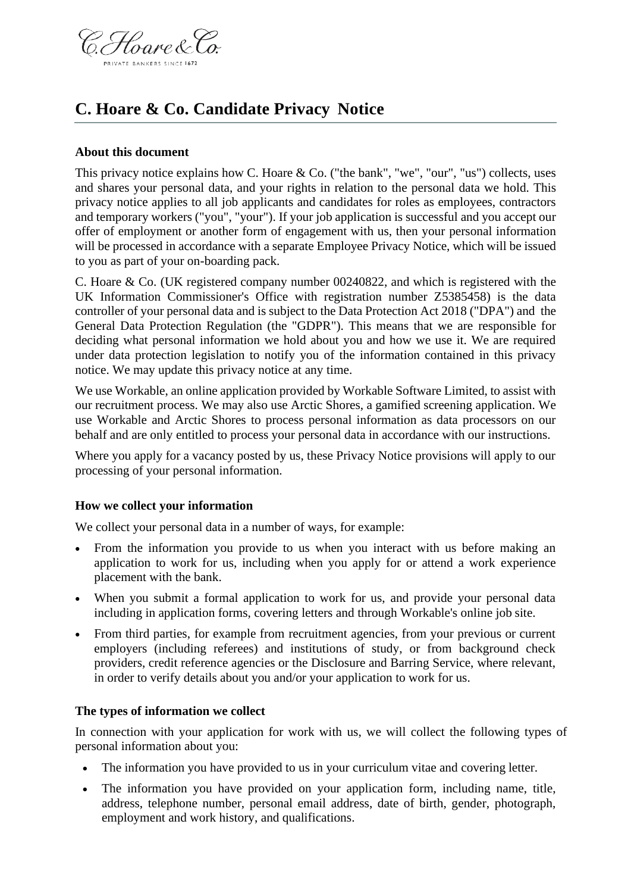# C. Hoare & Co. Candidate Privacy Notice

### About this document

This privacy notice explains how C. Hoare & Co. ("the bank", "we", "our", "us") collects, uses and shares your personal data, and your rights in relation to the personal data we hold. This privacy notice applies to all job applicants and candidates for roles as employees, contractors and temporary workers ("you", "your"). If your job application is successful and you accept our offer of employment or another form of engagement with us, then your personal information will be processed in accordance with a separate Employee Privacy Notice, which will be issued to you as part of your on-boarding pack.

C. Hoare & Co. (UK registered company number 00240822, and which is registered with the UK Information Commissioner's Office with registration number Z5385458) is the data controller of your personal data and is subject to the Data Protection Act 2018 ("DPA") and the General Data Protection Regulation (the "GDPR"). This means that we are responsible for deciding what personal information we hold about you and how we use it. We are required under data protection legislation to notify you of the information contained in this privacy notice. We may update this privacy notice at any time.

We use Workable, an online application provided by Workable Software Limited, to assist with our recruitment process. We may also use Arctic Shores, a gamified screening application. We use Workable and Arctic Shores to process personal information as data processors on our behalf and are only entitled to process your personal data in accordance with our instructions.

Where you apply for a vacancy posted by us, these Privacy Notice provisions will apply to our processing of your personal information.

### How we collect your information

We collect your personal data in a number of ways, for example:

- From the information you provide to us when you interact with us before making an application to work for us, including when you apply for or attend a work experience placement with the bank.
- When you submit a formal application to work for us, and provide your personal data including in application forms, covering letters and through Workable's online job site.
- From third parties, for example from recruitment agencies, from your previous or current employers (including referees) and institutions of study, or from background check providers, credit reference agencies or the Disclosure and Barring Service, where relevant, in order to verify details about you and/or your application to work for us.

### The types of information we collect

In connection with your application for work with us, we will collect the following types of personal information about you:

- The information you have provided to us in your curriculum vitae and covering letter.
- The information you have provided on your application form, including name, title, address, telephone number, personal email address, date of birth, gender, photograph, employment and work history, and qualifications.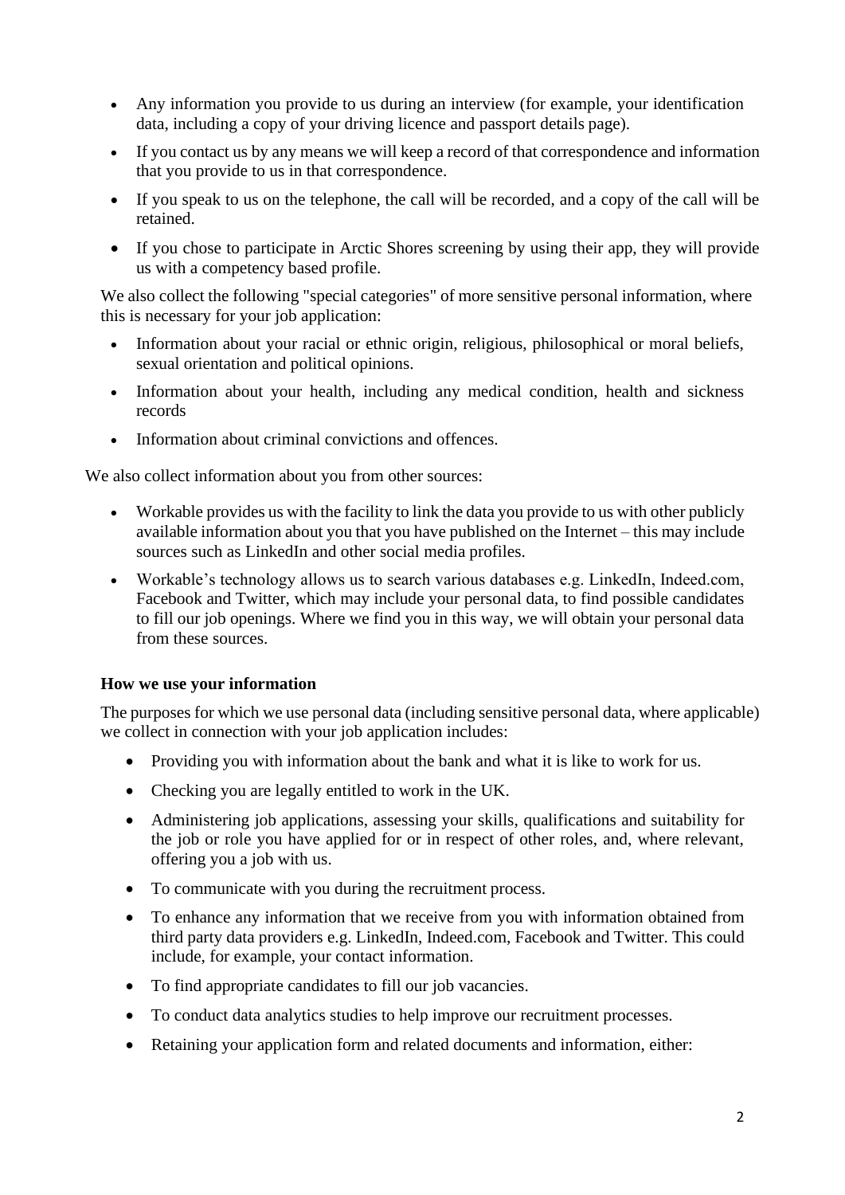- Any information you provide to us during an interview (for example, your identification data, including a copy of your driving licence and passport details page).
- If you contact us by any means we will keep a record of that correspondence and information that you provide to us in that correspondence.
- If you speak to us on the telephone, the call will be recorded, and a copy of the call will be retained.
- If you chose to participate in Arctic Shores screening by using their app, they will provide us with a competency based profile.

We also collect the following "special categories" of more sensitive personal information, where this is necessary for your job application:

- Information about your racial or ethnic origin, religious, philosophical or moral beliefs, sexual orientation and political opinions.
- Information about your health, including any medical condition, health and sickness records
- Information about criminal convictions and offences.

We also collect information about you from other sources:

- Workable provides us with the facility to link the data you provide to us with other publicly available information about you that you have published on the Internet – this may include sources such as LinkedIn and other social media profiles.
- Workable's technology allows us to search various databases e.g. LinkedIn, Indeed.com, Facebook and Twitter, which may include your personal data, to find possible candidates to fill our job openings. Where we find you in this way, we will obtain your personal data from these sources.

**How we use your information**

The purposes for which we use personal data (including sensitive personal data, where applicable) we collect in connection with your job application includes:

- Providing you with information about the bank and what it is like to work for us.
- Checking you are legally entitled to work in the UK.
- Administering job applications, assessing your skills, qualifications and suitability for the job or role you have applied for or in respect of other roles, and, where relevant, offering you a job with us.
- To communicate with you during the recruitment process.
- To enhance any information that we receive from you with information obtained from third party data providers e.g. LinkedIn, Indeed.com, Facebook and Twitter. This could include, for example, your contact information.
- To find appropriate candidates to fill our job vacancies.
- To conduct data analytics studies to help improve our recruitment processes.
- Retaining your application form and related documents and information, either: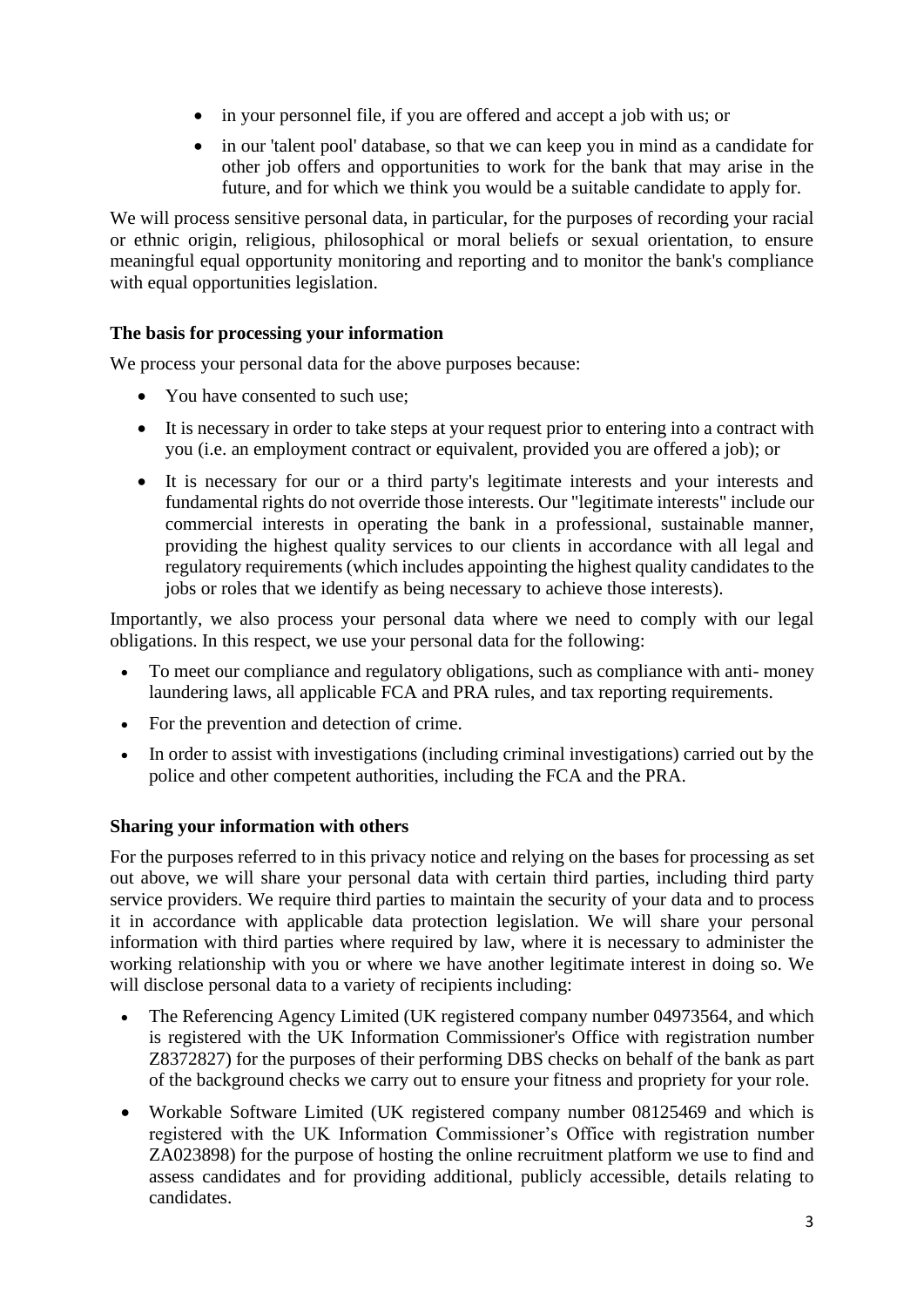- in your personnel file, if you are offered and accept a job with us; or
- in our 'talent pool' database, so that we can keep you in mind as a candidate for other job offers and opportunities to work for the bank that may arise in the future, and for which we think you would be a suitable candidate to apply for.

We will process sensitive personal data, in particular, for the purposes of recording your racial or ethnic origin, religious, philosophical or moral beliefs or sexual orientation, to ensure meaningful equal opportunity monitoring and reporting and to monitor the bank's compliance with equal opportunities legislation.

**The basis for processing your information**

We process your personal data for the above purposes because:

- You have consented to such use;
- It is necessary in order to take steps at your request prior to entering into a contract with you (i.e. an employment contract or equivalent, provided you are offered a job); or
- It is necessary for our or a third party's legitimate interests and your interests and fundamental rights do not override those interests. Our "legitimate interests" include our commercial interests in operating the bank in a professional, sustainable manner, providing the highest quality services to our clients in accordance with all legal and regulatory requirements (which includes appointing the highest quality candidates to the jobs or roles that we identify as being necessary to achieve those interests).

Importantly, we also process your personal data where we need to comply with our legal obligations. In this respect, we use your personal data for the following:

- To meet our compliance and regulatory obligations, such as compliance with anti- money laundering laws, all applicable FCA and PRA rules, and tax reporting requirements.
- For the prevention and detection of crime.
- In order to assist with investigations (including criminal investigations) carried out by the police and other competent authorities, including the FCA and the PRA.

**Sharing your information with others**

For the purposes referred to in this privacy notice and relying on the bases for processing as set out above, we will share your personal data with certain third parties, including third party service providers. We require third parties to maintain the security of your data and to process it in accordance with applicable data protection legislation. We will share your personal information with third parties where required by law, where it is necessary to administer the working relationship with you or where we have another legitimate interest in doing so. We will disclose personal data to a variety of recipients including:

- The Referencing Agency Limited (UK registered company number 04973564, and which is registered with the UK Information Commissioner's Office with registration number Z8372827) for the purposes of their performing DBS checks on behalf of the bank as part of the background checks we carry out to ensure your fitness and propriety for your role.
- Workable Software Limited (UK registered company number 08125469 and which is registered with the UK Information Commissioner's Office with registration number ZA023898) for the purpose of hosting the online recruitment platform we use to find and assess candidates and for providing additional, publicly accessible, details relating to candidates.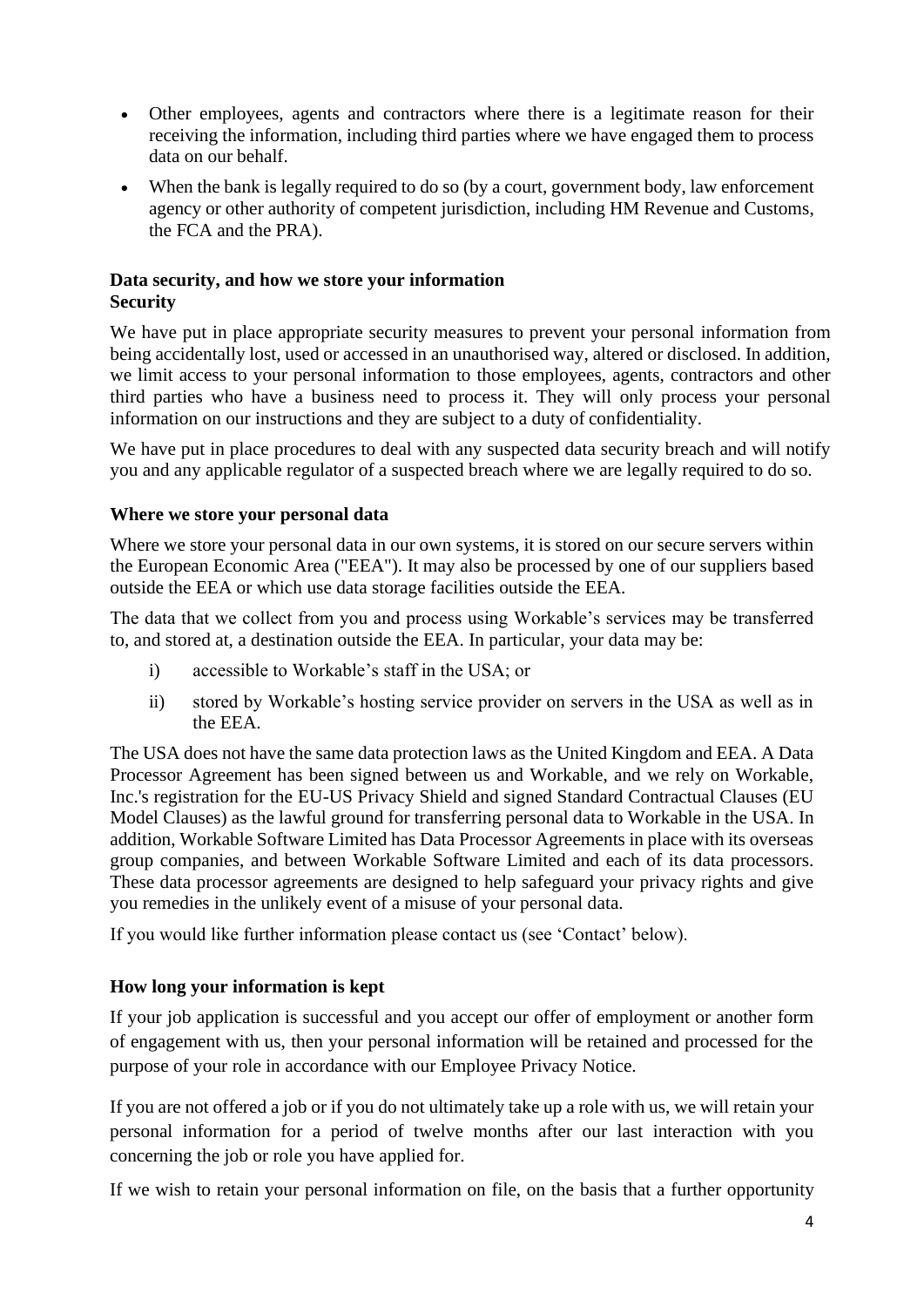- Other employees, agents and contractors where there is a legitimate reason for their receiving the information, including third parties where we have engaged them to process data on our behalf.
- When the bank is legally required to do so (by a court, government body, law enforcement agency or other authority of competent jurisdiction, including HM Revenue and Customs, the FCA and the PRA).

**Data security, and how we store your information**
**Security**

We have put in place appropriate security measures to prevent your personal information from being accidentally lost, used or accessed in an unauthorised way, altered or disclosed. In addition, we limit access to your personal information to those employees, agents, contractors and other third parties who have a business need to process it. They will only process your personal information on our instructions and they are subject to a duty of confidentiality.

We have put in place procedures to deal with any suspected data security breach and will notify you and any applicable regulator of a suspected breach where we are legally required to do so.

**Where we store your personal data**

Where we store your personal data in our own systems, it is stored on our secure servers within the European Economic Area ("EEA"). It may also be processed by one of our suppliers based outside the EEA or which use data storage facilities outside the EEA.

The data that we collect from you and process using Workable's services may be transferred to, and stored at, a destination outside the EEA. In particular, your data may be:

i) accessible to Workable's staff in the USA; or

ii) stored by Workable's hosting service provider on servers in the USA as well as in the EEA.

The USA does not have the same data protection laws as the United Kingdom and EEA. A Data Processor Agreement has been signed between us and Workable, and we rely on Workable, Inc.'s registration for the EU-US Privacy Shield and signed Standard Contractual Clauses (EU Model Clauses) as the lawful ground for transferring personal data to Workable in the USA. In addition, Workable Software Limited has Data Processor Agreements in place with its overseas group companies, and between Workable Software Limited and each of its data processors. These data processor agreements are designed to help safeguard your privacy rights and give you remedies in the unlikely event of a misuse of your personal data.

If you would like further information please contact us (see 'Contact' below).

**How long your information is kept**

If your job application is successful and you accept our offer of employment or another form of engagement with us, then your personal information will be retained and processed for the purpose of your role in accordance with our Employee Privacy Notice.

If you are not offered a job or if you do not ultimately take up a role with us, we will retain your personal information for a period of twelve months after our last interaction with you concerning the job or role you have applied for.

If we wish to retain your personal information on file, on the basis that a further opportunity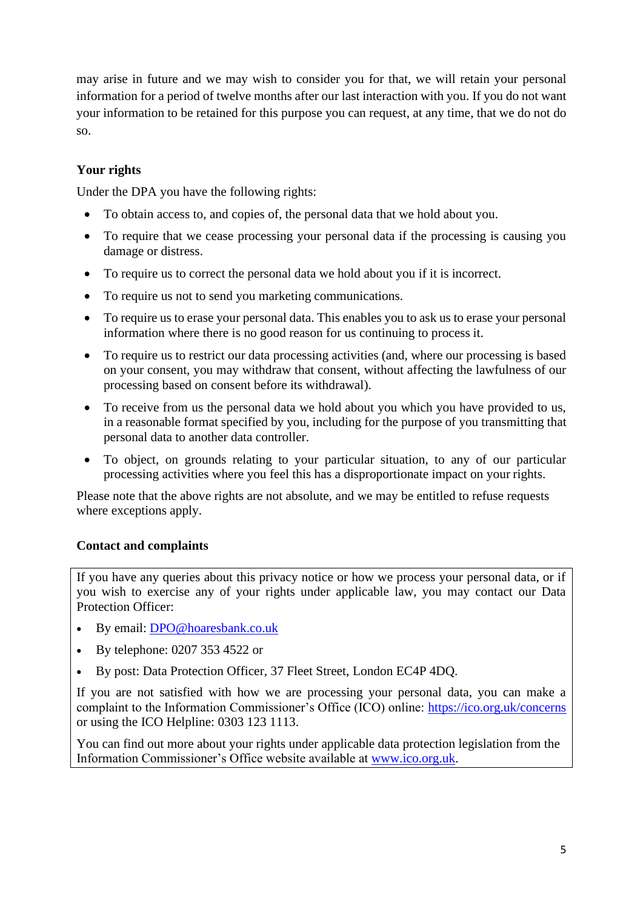may arise in future and we may wish to consider you for that, we will retain your personal information for a period of twelve months after our last interaction with you. If you do not want your information to be retained for this purpose you can request, at any time, that we do not do so.

**Your rights**

Under the DPA you have the following rights:

- To obtain access to, and copies of, the personal data that we hold about you.
- To require that we cease processing your personal data if the processing is causing you damage or distress.
- To require us to correct the personal data we hold about you if it is incorrect.
- To require us not to send you marketing communications.
- To require us to erase your personal data. This enables you to ask us to erase your personal information where there is no good reason for us continuing to process it.
- To require us to restrict our data processing activities (and, where our processing is based on your consent, you may withdraw that consent, without affecting the lawfulness of our processing based on consent before its withdrawal).
- To receive from us the personal data we hold about you which you have provided to us, in a reasonable format specified by you, including for the purpose of you transmitting that personal data to another data controller.
- To object, on grounds relating to your particular situation, to any of our particular processing activities where you feel this has a disproportionate impact on your rights.

Please note that the above rights are not absolute, and we may be entitled to refuse requests where exceptions apply.

**Contact and complaints**

If you have any queries about this privacy notice or how we process your personal data, or if you wish to exercise any of your rights under applicable law, you may contact our Data Protection Officer:

- By email: DPO@hoaresbank.co.uk
- By telephone: 0207 353 4522 or
- By post: Data Protection Officer, 37 Fleet Street, London EC4P 4DQ.

If you are not satisfied with how we are processing your personal data, you can make a complaint to the Information Commissioner's Office (ICO) online: https://ico.org.uk/concerns or using the ICO Helpline: 0303 123 1113.

You can find out more about your rights under applicable data protection legislation from the Information Commissioner's Office website available at www.ico.org.uk.